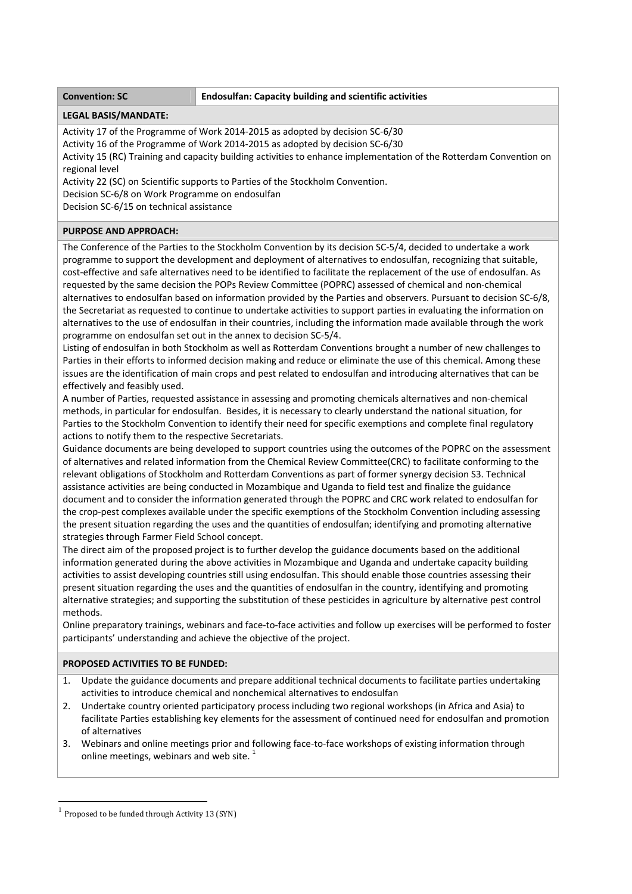| **Convention: SC** | **Endosulfan: Capacity building and scientific activities** |
|---|---|

**LEGAL BASIS/MANDATE:**

Activity 17 of the Programme of Work 2014-2015 as adopted by decision SC-6/30
Activity 16 of the Programme of Work 2014-2015 as adopted by decision SC-6/30
Activity 15 (RC) Training and capacity building activities to enhance implementation of the Rotterdam Convention on regional level
Activity 22 (SC) on Scientific supports to Parties of the Stockholm Convention.
Decision SC-6/8 on Work Programme on endosulfan
Decision SC-6/15 on technical assistance

**PURPOSE AND APPROACH:**

The Conference of the Parties to the Stockholm Convention by its decision SC-5/4, decided to undertake a work programme to support the development and deployment of alternatives to endosulfan, recognizing that suitable, cost-effective and safe alternatives need to be identified to facilitate the replacement of the use of endosulfan. As requested by the same decision the POPs Review Committee (POPRC) assessed of chemical and non-chemical alternatives to endosulfan based on information provided by the Parties and observers. Pursuant to decision SC-6/8, the Secretariat as requested to continue to undertake activities to support parties in evaluating the information on alternatives to the use of endosulfan in their countries, including the information made available through the work programme on endosulfan set out in the annex to decision SC-5/4.

Listing of endosulfan in both Stockholm as well as Rotterdam Conventions brought a number of new challenges to Parties in their efforts to informed decision making and reduce or eliminate the use of this chemical. Among these issues are the identification of main crops and pest related to endosulfan and introducing alternatives that can be effectively and feasibly used.

A number of Parties, requested assistance in assessing and promoting chemicals alternatives and non-chemical methods, in particular for endosulfan. Besides, it is necessary to clearly understand the national situation, for Parties to the Stockholm Convention to identify their need for specific exemptions and complete final regulatory actions to notify them to the respective Secretariats.

Guidance documents are being developed to support countries using the outcomes of the POPRC on the assessment of alternatives and related information from the Chemical Review Committee(CRC) to facilitate conforming to the relevant obligations of Stockholm and Rotterdam Conventions as part of former synergy decision S3. Technical assistance activities are being conducted in Mozambique and Uganda to field test and finalize the guidance document and to consider the information generated through the POPRC and CRC work related to endosulfan for the crop-pest complexes available under the specific exemptions of the Stockholm Convention including assessing the present situation regarding the uses and the quantities of endosulfan; identifying and promoting alternative strategies through Farmer Field School concept.

The direct aim of the proposed project is to further develop the guidance documents based on the additional information generated during the above activities in Mozambique and Uganda and undertake capacity building activities to assist developing countries still using endosulfan. This should enable those countries assessing their present situation regarding the uses and the quantities of endosulfan in the country, identifying and promoting alternative strategies; and supporting the substitution of these pesticides in agriculture by alternative pest control methods.

Online preparatory trainings, webinars and face-to-face activities and follow up exercises will be performed to foster participants' understanding and achieve the objective of the project.

**PROPOSED ACTIVITIES TO BE FUNDED:**

1. Update the guidance documents and prepare additional technical documents to facilitate parties undertaking activities to introduce chemical and nonchemical alternatives to endosulfan
2. Undertake country oriented participatory process including two regional workshops (in Africa and Asia) to facilitate Parties establishing key elements for the assessment of continued need for endosulfan and promotion of alternatives
3. Webinars and online meetings prior and following face-to-face workshops of existing information through online meetings, webinars and web site. [1]

[1] Proposed to be funded through Activity 13 (SYN)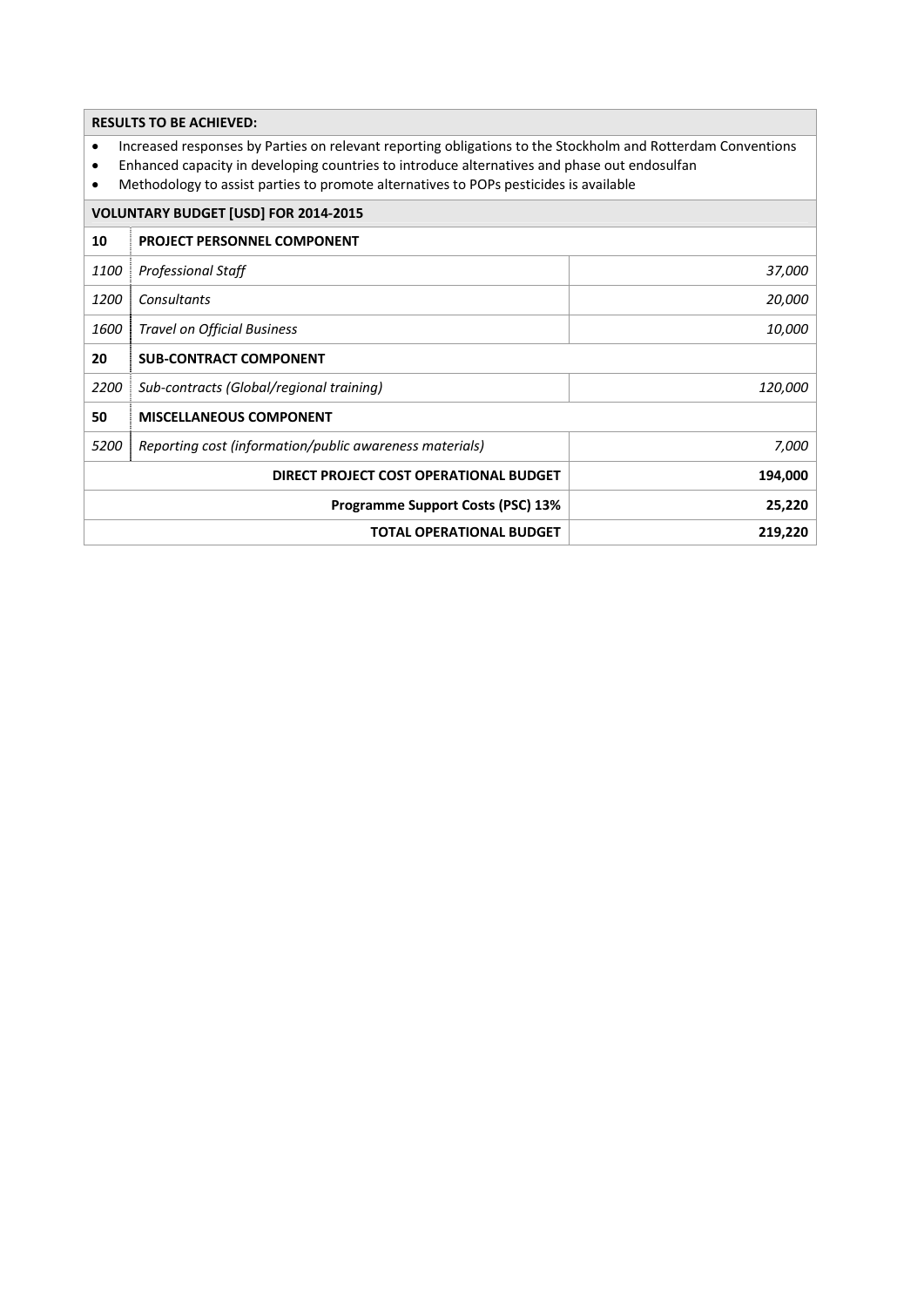**RESULTS TO BE ACHIEVED:**

- Increased responses by Parties on relevant reporting obligations to the Stockholm and Rotterdam Conventions
- Enhanced capacity in developing countries to introduce alternatives and phase out endosulfan
- Methodology to assist parties to promote alternatives to POPs pesticides is available

**VOLUNTARY BUDGET [USD] FOR 2014-2015**

| | | |
|---|---|---|
| **10** | **PROJECT PERSONNEL COMPONENT** | |
| *1100* | *Professional Staff* | *37,000* |
| *1200* | *Consultants* | *20,000* |
| *1600* | *Travel on Official Business* | *10,000* |
| **20** | **SUB-CONTRACT COMPONENT** | |
| *2200* | *Sub-contracts (Global/regional training)* | *120,000* |
| **50** | **MISCELLANEOUS COMPONENT** | |
| *5200* | *Reporting cost (information/public awareness materials)* | *7,000* |
| | **DIRECT PROJECT COST OPERATIONAL BUDGET** | **194,000** |
| | **Programme Support Costs (PSC) 13%** | **25,220** |
| | **TOTAL OPERATIONAL BUDGET** | **219,220** |